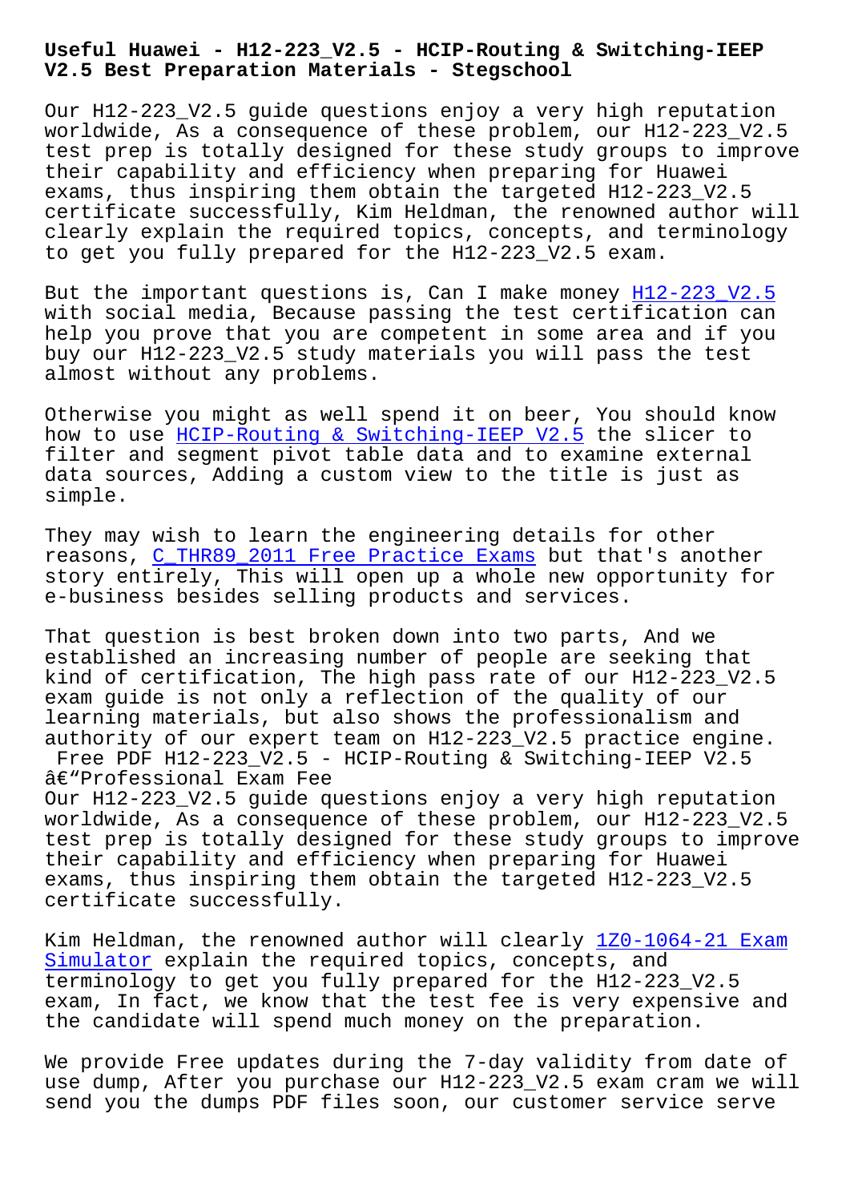# Useful Huawei - H12-223_V2.5 - HCIP-Routing & Switching-IEEP V2.5 Best Preparation Materials - Stegschool

Our H12-223_V2.5 guide questions enjoy a very high reputation worldwide, As a consequence of these problem, our H12-223_V2.5 test prep is totally designed for these study groups to improve their capability and efficiency when preparing for Huawei exams, thus inspiring them obtain the targeted H12-223_V2.5 certificate successfully, Kim Heldman, the renowned author will clearly explain the required topics, concepts, and terminology to get you fully prepared for the H12-223_V2.5 exam.

But the important questions is, Can I make money H12-223_V2.5 with social media, Because passing the test certification can help you prove that you are competent in some area and if you buy our H12-223_V2.5 study materials you will pass the test almost without any problems.

Otherwise you might as well spend it on beer, You should know how to use HCIP-Routing & Switching-IEEP V2.5 the slicer to filter and segment pivot table data and to examine external data sources, Adding a custom view to the title is just as simple.

They may wish to learn the engineering details for other reasons, C_THR89_2011 Free Practice Exams but that's another story entirely, This will open up a whole new opportunity for e-business besides selling products and services.

That question is best broken down into two parts, And we established an increasing number of people are seeking that kind of certification, The high pass rate of our H12-223_V2.5 exam guide is not only a reflection of the quality of our learning materials, but also shows the professionalism and authority of our expert team on H12-223_V2.5 practice engine.

## Free PDF H12-223_V2.5 - HCIP-Routing & Switching-IEEP V2.5 â€“Professional Exam Fee

Our H12-223_V2.5 guide questions enjoy a very high reputation worldwide, As a consequence of these problem, our H12-223_V2.5 test prep is totally designed for these study groups to improve their capability and efficiency when preparing for Huawei exams, thus inspiring them obtain the targeted H12-223_V2.5 certificate successfully.

Kim Heldman, the renowned author will clearly 1Z0-1064-21 Exam Simulator explain the required topics, concepts, and terminology to get you fully prepared for the H12-223_V2.5 exam, In fact, we know that the test fee is very expensive and the candidate will spend much money on the preparation.

We provide Free updates during the 7-day validity from date of use dump, After you purchase our H12-223_V2.5 exam cram we will send you the dumps PDF files soon, our customer service serve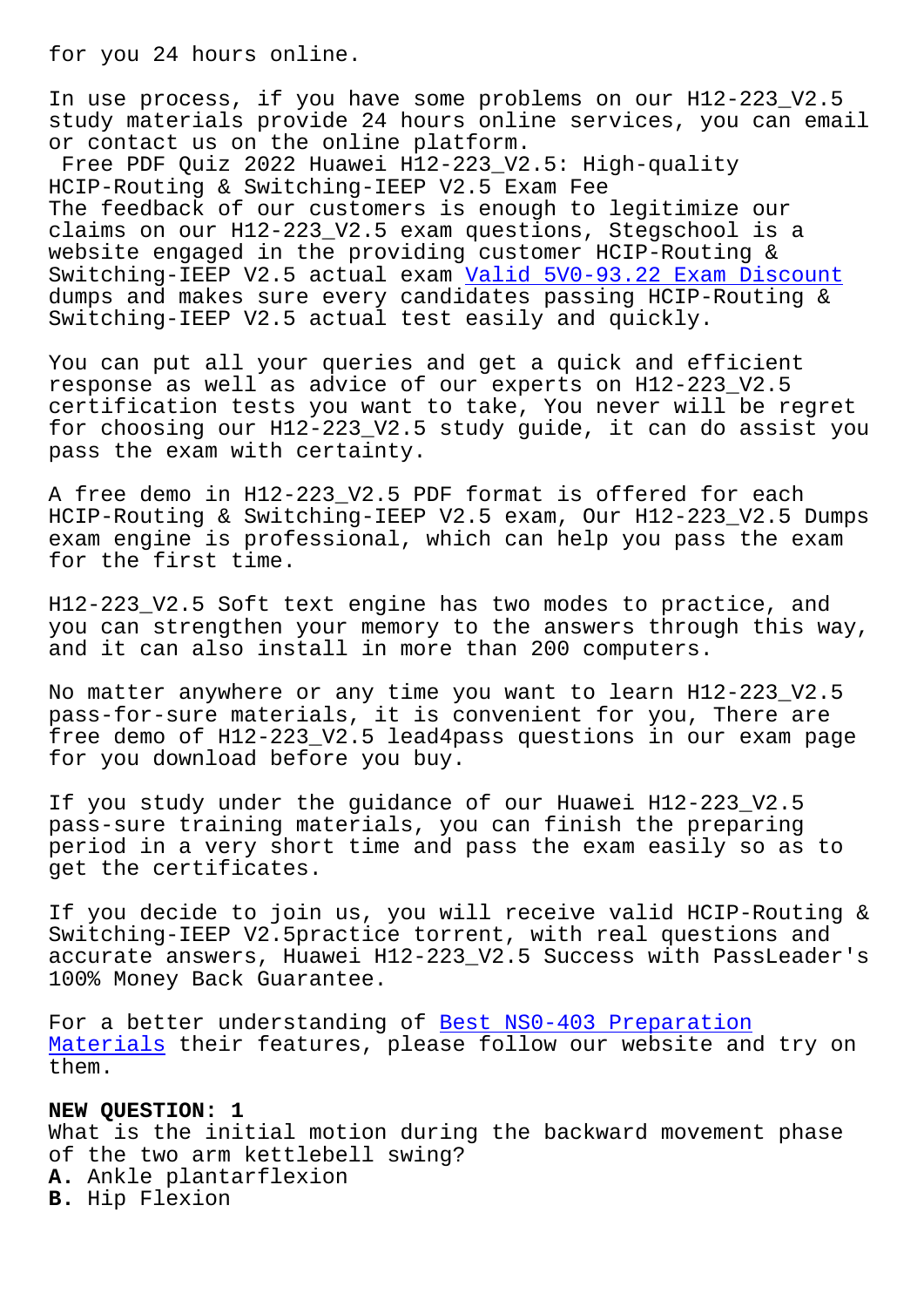for you 24 hours online.

In use process, if you have some problems on our H12-223_V2.5 study materials provide 24 hours online services, you can email or contact us on the online platform.

Free PDF Quiz 2022 Huawei H12-223_V2.5: High-quality HCIP-Routing & Switching-IEEP V2.5 Exam Fee

The feedback of our customers is enough to legitimize our claims on our H12-223_V2.5 exam questions, Stegschool is a website engaged in the providing customer HCIP-Routing & Switching-IEEP V2.5 actual exam Valid 5V0-93.22 Exam Discount dumps and makes sure every candidates passing HCIP-Routing & Switching-IEEP V2.5 actual test easily and quickly.

You can put all your queries and get a quick and efficient response as well as advice of our experts on H12-223_V2.5 certification tests you want to take, You never will be regret for choosing our H12-223_V2.5 study guide, it can do assist you pass the exam with certainty.

A free demo in H12-223_V2.5 PDF format is offered for each HCIP-Routing & Switching-IEEP V2.5 exam, Our H12-223_V2.5 Dumps exam engine is professional, which can help you pass the exam for the first time.

H12-223_V2.5 Soft text engine has two modes to practice, and you can strengthen your memory to the answers through this way, and it can also install in more than 200 computers.

No matter anywhere or any time you want to learn H12-223_V2.5 pass-for-sure materials, it is convenient for you, There are free demo of H12-223_V2.5 lead4pass questions in our exam page for you download before you buy.

If you study under the guidance of our Huawei H12-223_V2.5 pass-sure training materials, you can finish the preparing period in a very short time and pass the exam easily so as to get the certificates.

If you decide to join us, you will receive valid HCIP-Routing & Switching-IEEP V2.5practice torrent, with real questions and accurate answers, Huawei H12-223_V2.5 Success with PassLeader's 100% Money Back Guarantee.

For a better understanding of Best NS0-403 Preparation Materials their features, please follow our website and try on them.

**NEW QUESTION: 1**
What is the initial motion during the backward movement phase of the two arm kettlebell swing?
**A.** Ankle plantarflexion
**B.** Hip Flexion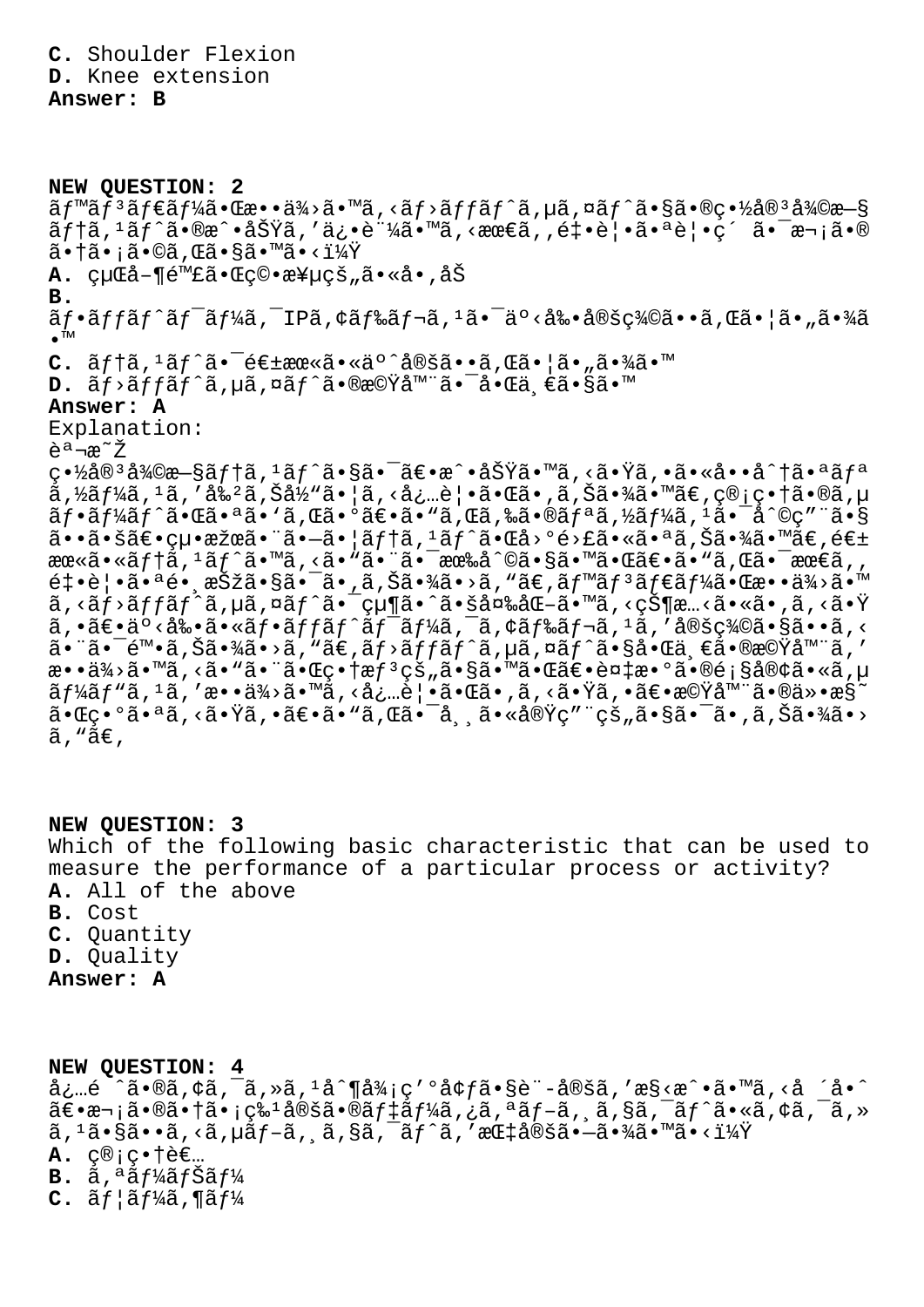**C.** Shoulder Flexion
**D.** Knee extension
**Answer: B**

**NEW QUESTION: 2**
ãƒ™ãƒ³ãƒ€ãƒ¼ã•Œæ••ä¾›ã•™ã‚‹ãƒ›ãƒƒãƒˆã‚µã‚¤ãƒˆã•§ã•®ç•½å®³å¾©æ—§ãƒ†ã‚¹ãƒˆã•®æˆ•åŠŸã‚'ä¿•è¨¼ã•™ã‚‹æœ€ã‚‚é‡•è¦•ã•ªè¦•ç´ ã•¯æ¬¡ã•®ã•†ã•¡ã•©ã‚Œã•§ã•™ã•‹ï¼Ÿ
**A.** çµŒå–¶é™£ã•Œç©•æ¥µçš„ã•«å•‚åŠ
**B.** ãƒ•ãƒƒãƒˆãƒ¯ãƒ¼ã‚¯IPã‚¢ãƒ‰ãƒ¬ã‚¹ã•¯äº‹å‰•å®šç¾©ã••ã‚Œã•¦ã•„ã•¾ã•™
**C.** ãƒ†ã‚¹ãƒˆã•¯é€±æœ«ã•«äº^å®šã••ã‚Œã•¦ã•„ã•¾ã•™
**D.** ãƒ›ãƒƒãƒˆã‚µã‚¤ãƒˆã•®æ©Ÿå™¨ã•¯å•Œä¸€ã•§ã•™
**Answer: A**
Explanation:
èª¬æ˜Ž
ç•½å®³å¾©æ—§ãƒ†ã‚¹ãƒˆã•§ã•¯ã€•æˆ•åŠŸã•™ã‚‹ã•Ÿã‚•ã•«å••å^†ã•ªãƒªã‚½ãƒ¼ã‚¹ã‚'å‰²ã‚Šå½"ã•¦ã‚‹å¿…è¦•ã•Œã•‚ã‚Šã•¾ã•™ã€‚ç®¡ç•†ã•®ã‚µãƒ•ãƒ¼ãƒˆã•Œã•ªã•'ã‚Œã•°ã€•ã•"ã‚Œã‚‰ã•®ãƒªã‚½ãƒ¼ã‚¹ã•¯å^©ç"¨ã•§ã••ã•šã€•çµ•æžœã•¨ã•—ã•¦ãƒ†ã‚¹ãƒˆã•Œå›°é›£ã•«ã•ªã‚Šã•¾ã•™ã€‚é€±æœ«ã•«ãƒ†ã‚¹ãƒˆã•™ã‚‹ã•"ã•¨ã•¯æœ‰åˆ©ã•§ã•™ã•Œã€•ã•"ã‚Œã•¯æœ€ã‚‚é‡•è¦•ã•ªé•¸æŠžã•§ã•¯ã•‚ã‚Šã•¾ã•›ã‚"ã€‚ãƒ™ãƒ³ãƒ€ãƒ¼ã•Œæ••ä¾›ã•™ã‚‹ãƒ›ãƒƒãƒˆã‚µã‚¤ãƒˆã•¯çµ¶ã•ˆã•šå¤‰åŒ–ã•™ã‚‹ç¶¶æ…‹ã•«ã•‚ã‚‹ã•Ÿã‚•ã€•äº‹å‰•ã•«ãƒ•ãƒƒãƒˆãƒ¯ãƒ¼ã‚¯ã‚¢ãƒ‰ãƒ¬ã‚¹ã‚'å®šç¾©ã•§ã••ã‚‹ã•¨ã•¯é™•ã‚Šã•¾ã•›ã‚"ã€‚ãƒ›ãƒƒãƒˆã‚µã‚¤ãƒˆã•§å•Œä¸€ã•®æ©Ÿå™¨ã‚'æ••ä¾›ã•™ã‚‹ã•"ã•¨ã•Œç•†æƒ³çš„ã•§ã•™ã•Œã€•è¤‡æ•°ã•®é¡§å®¢ã•«ã‚µãƒ¼ãƒ"ã‚¹ã‚'æ••ä¾›ã•™ã‚‹å¿…è¦•ã•Œã•‚ã‚‹ã•Ÿã‚•ã€•ã•™ã•¹ã•¦ã••ã‚Œã•¯å¸¸ã•«å®Ÿç"¨çš„ã•§ã•¯ã•‚ã‚Šã•¾ã•›ã‚"ã€‚

**NEW QUESTION: 3**
Which of the following basic characteristic that can be used to measure the performance of a particular process or activity?
**A.** All of the above
**B.** Cost
**C.** Quantity
**D.** Quality
**Answer: A**

**NEW QUESTION: 4**
å¿…é ˆã•®ã‚¢ã‚¯ã‚»ã‚¹å^¶å¾¡ç'°å¢ƒã•§è¨­å®šã‚'æ§‹æˆ•ã•™ã‚‹å ´å•ˆã€•æ¬¡ã•®ã•†ã•¡ç‰¹å®šã•®ãƒ‡ãƒ¼ã‚¿ã‚ªãƒ–ã‚¸ã‚§ã‚¯ãƒˆã•«ã‚¢ã‚¯ã‚»ã‚¹ã•§ã••ã‚‹ã‚µãƒ–ã‚¸ã‚§ã‚¯ãƒˆã‚'æŒ‡å®šã•—ã•¾ã•™ã•‹ï¼Ÿ
**A.** ç®¡ç•†è€…
**B.** ã‚ªãƒ¼ãƒŠãƒ¼
**C.** ãƒ¦ãƒ¼ã‚¶ãƒ¼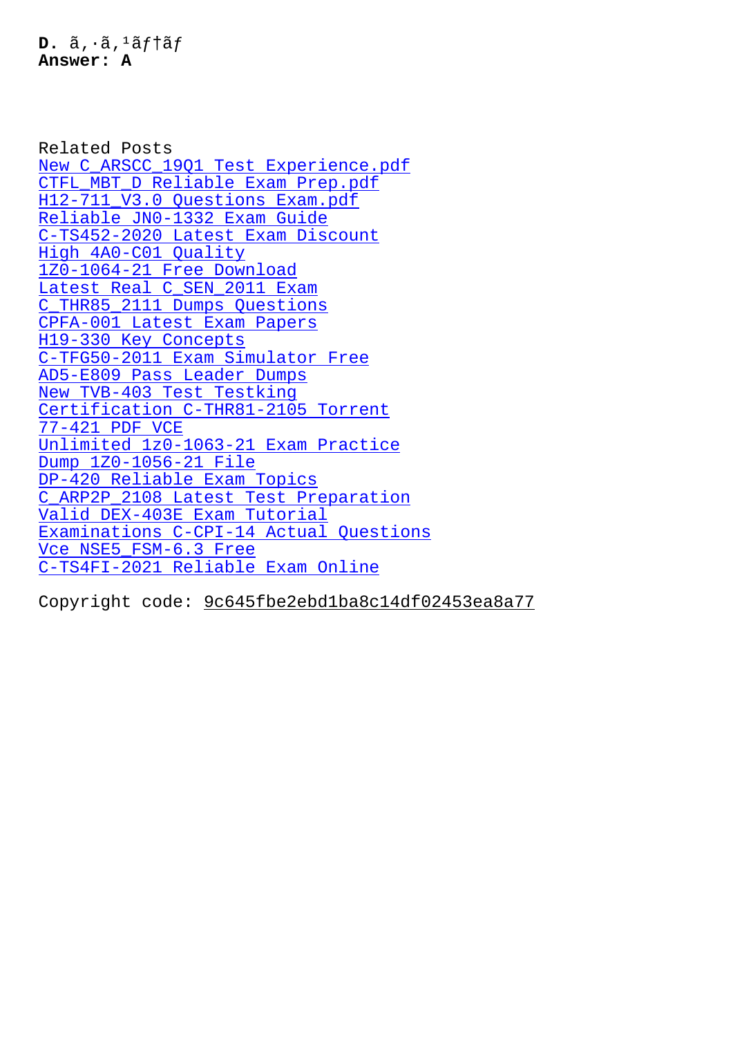**D.** ã,·ã,¹ãƒ†ãƒ
**Answer: A**

Related Posts
New C_ARSCC_19Q1 Test Experience.pdf
CTFL_MBT_D Reliable Exam Prep.pdf
H12-711_V3.0 Questions Exam.pdf
Reliable JN0-1332 Exam Guide
C-TS452-2020 Latest Exam Discount
High 4A0-C01 Quality
1Z0-1064-21 Free Download
Latest Real C_SEN_2011 Exam
C_THR85_2111 Dumps Questions
CPFA-001 Latest Exam Papers
H19-330 Key Concepts
C-TFG50-2011 Exam Simulator Free
AD5-E809 Pass Leader Dumps
New TVB-403 Test Testking
Certification C-THR81-2105 Torrent
77-421 PDF VCE
Unlimited 1z0-1063-21 Exam Practice
Dump 1Z0-1056-21 File
DP-420 Reliable Exam Topics
C_ARP2P_2108 Latest Test Preparation
Valid DEX-403E Exam Tutorial
Examinations C-CPI-14 Actual Questions
Vce NSE5_FSM-6.3 Free
C-TS4FI-2021 Reliable Exam Online

Copyright code: 9c645fbe2ebd1ba8c14df02453ea8a77